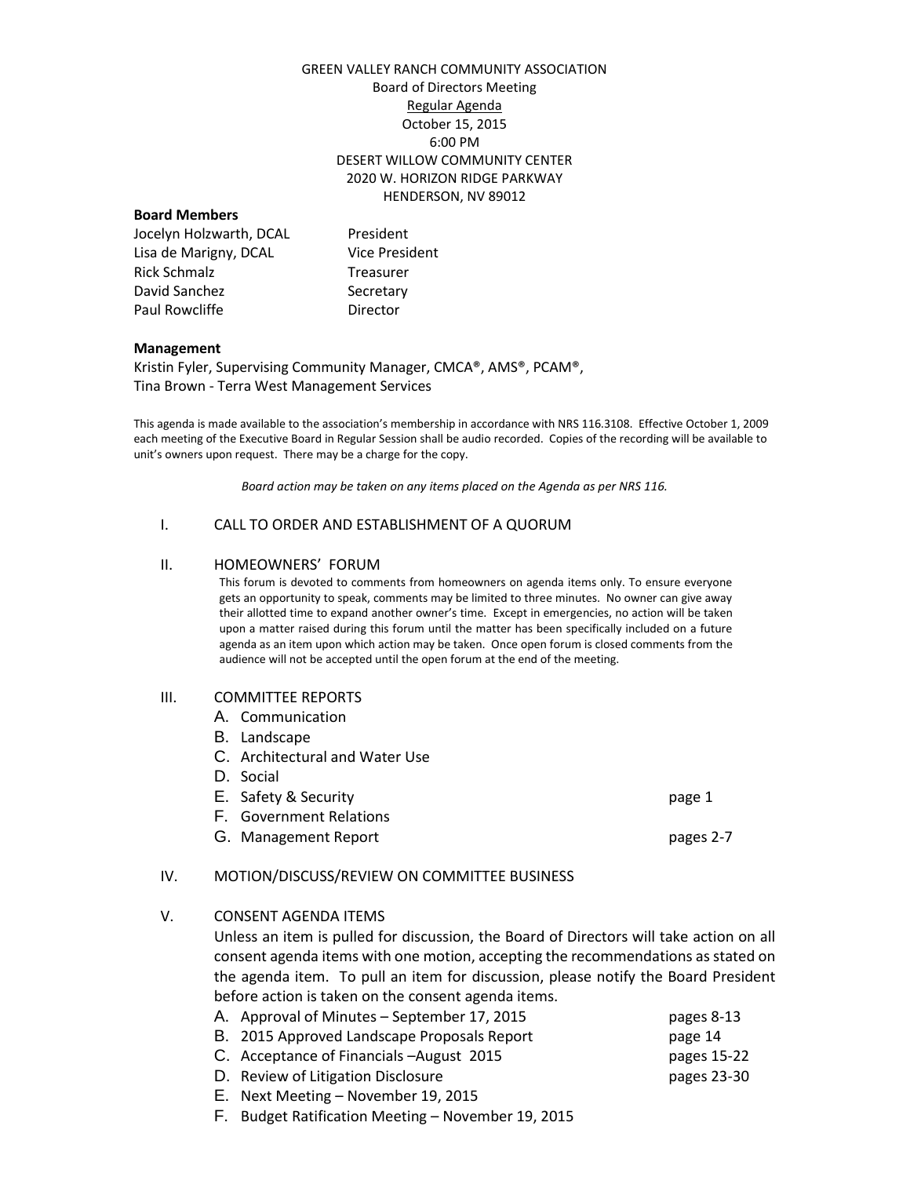GREEN VALLEY RANCH COMMUNITY ASSOCIATION
Board of Directors Meeting
Regular Agenda
October 15, 2015
6:00 PM
DESERT WILLOW COMMUNITY CENTER
2020 W. HORIZON RIDGE PARKWAY
HENDERSON, NV 89012

**Board Members**

| | |
|---|---|
| Jocelyn Holzwarth, DCAL | President |
| Lisa de Marigny, DCAL | Vice President |
| Rick Schmalz | Treasurer |
| David Sanchez | Secretary |
| Paul Rowcliffe | Director |

**Management**

Kristin Fyler, Supervising Community Manager, CMCA®, AMS®, PCAM®,
Tina Brown - Terra West Management Services

This agenda is made available to the association's membership in accordance with NRS 116.3108. Effective October 1, 2009 each meeting of the Executive Board in Regular Session shall be audio recorded. Copies of the recording will be available to unit's owners upon request. There may be a charge for the copy.

*Board action may be taken on any items placed on the Agenda as per NRS 116.*

I. CALL TO ORDER AND ESTABLISHMENT OF A QUORUM

II. HOMEOWNERS' FORUM

This forum is devoted to comments from homeowners on agenda items only. To ensure everyone gets an opportunity to speak, comments may be limited to three minutes. No owner can give away their allotted time to expand another owner's time. Except in emergencies, no action will be taken upon a matter raised during this forum until the matter has been specifically included on a future agenda as an item upon which action may be taken. Once open forum is closed comments from the audience will not be accepted until the open forum at the end of the meeting.

III. COMMITTEE REPORTS

A. Communication
B. Landscape
C. Architectural and Water Use
D. Social
E. Safety & Security — page 1
F. Government Relations
G. Management Report — pages 2-7

IV. MOTION/DISCUSS/REVIEW ON COMMITTEE BUSINESS

V. CONSENT AGENDA ITEMS

Unless an item is pulled for discussion, the Board of Directors will take action on all consent agenda items with one motion, accepting the recommendations as stated on the agenda item. To pull an item for discussion, please notify the Board President before action is taken on the consent agenda items.

A. Approval of Minutes – September 17, 2015 — pages 8-13
B. 2015 Approved Landscape Proposals Report — page 14
C. Acceptance of Financials –August 2015 — pages 15-22
D. Review of Litigation Disclosure — pages 23-30
E. Next Meeting – November 19, 2015
F. Budget Ratification Meeting – November 19, 2015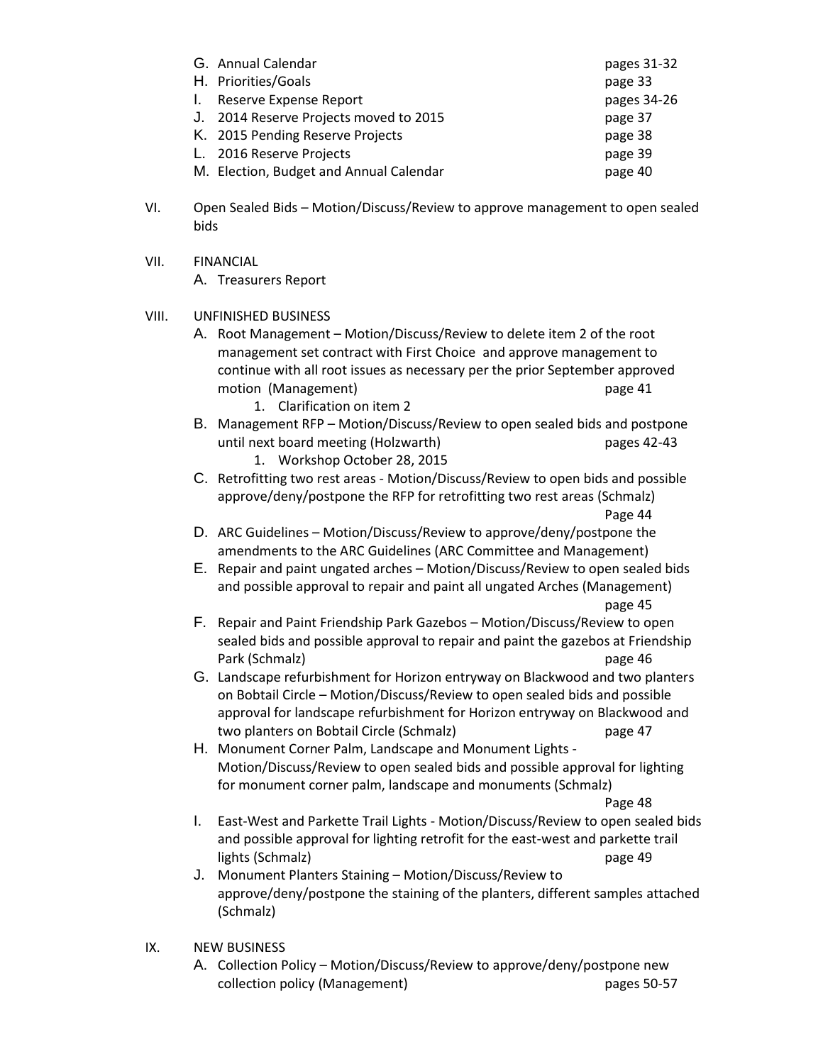G. Annual Calendar pages 31-32
H. Priorities/Goals page 33
I. Reserve Expense Report pages 34-26
J. 2014 Reserve Projects moved to 2015 page 37
K. 2015 Pending Reserve Projects page 38
L. 2016 Reserve Projects page 39
M. Election, Budget and Annual Calendar page 40

VI. Open Sealed Bids – Motion/Discuss/Review to approve management to open sealed bids

VII. FINANCIAL

A. Treasurers Report

VIII. UNFINISHED BUSINESS

A. Root Management – Motion/Discuss/Review to delete item 2 of the root management set contract with First Choice and approve management to continue with all root issues as necessary per the prior September approved motion (Management) page 41
   1. Clarification on item 2
B. Management RFP – Motion/Discuss/Review to open sealed bids and postpone until next board meeting (Holzwarth) pages 42-43
   1. Workshop October 28, 2015
C. Retrofitting two rest areas - Motion/Discuss/Review to open bids and possible approve/deny/postpone the RFP for retrofitting two rest areas (Schmalz) Page 44
D. ARC Guidelines – Motion/Discuss/Review to approve/deny/postpone the amendments to the ARC Guidelines (ARC Committee and Management)
E. Repair and paint ungated arches – Motion/Discuss/Review to open sealed bids and possible approval to repair and paint all ungated Arches (Management) page 45
F. Repair and Paint Friendship Park Gazebos – Motion/Discuss/Review to open sealed bids and possible approval to repair and paint the gazebos at Friendship Park (Schmalz) page 46
G. Landscape refurbishment for Horizon entryway on Blackwood and two planters on Bobtail Circle – Motion/Discuss/Review to open sealed bids and possible approval for landscape refurbishment for Horizon entryway on Blackwood and two planters on Bobtail Circle (Schmalz) page 47
H. Monument Corner Palm, Landscape and Monument Lights - Motion/Discuss/Review to open sealed bids and possible approval for lighting for monument corner palm, landscape and monuments (Schmalz) Page 48
I. East-West and Parkette Trail Lights - Motion/Discuss/Review to open sealed bids and possible approval for lighting retrofit for the east-west and parkette trail lights (Schmalz) page 49
J. Monument Planters Staining – Motion/Discuss/Review to approve/deny/postpone the staining of the planters, different samples attached (Schmalz)

IX. NEW BUSINESS

A. Collection Policy – Motion/Discuss/Review to approve/deny/postpone new collection policy (Management) pages 50-57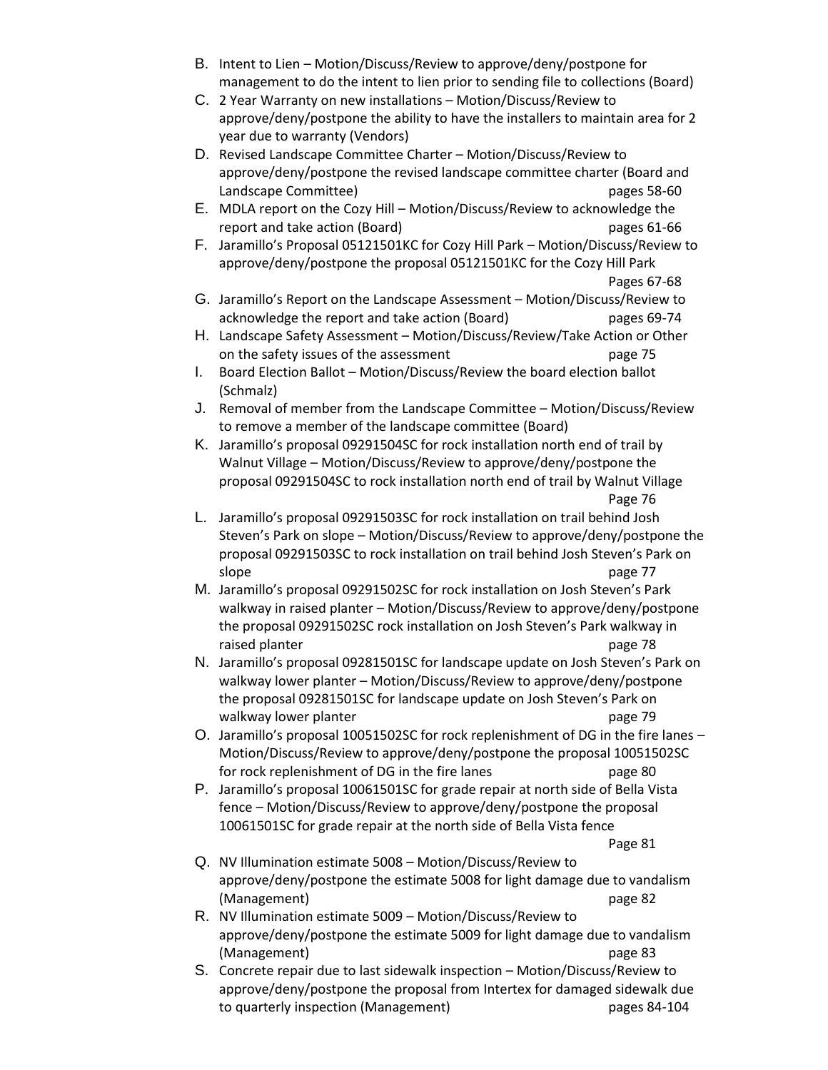B. Intent to Lien – Motion/Discuss/Review to approve/deny/postpone for management to do the intent to lien prior to sending file to collections (Board)
C. 2 Year Warranty on new installations – Motion/Discuss/Review to approve/deny/postpone the ability to have the installers to maintain area for 2 year due to warranty (Vendors)
D. Revised Landscape Committee Charter – Motion/Discuss/Review to approve/deny/postpone the revised landscape committee charter (Board and Landscape Committee) pages 58-60
E. MDLA report on the Cozy Hill – Motion/Discuss/Review to acknowledge the report and take action (Board) pages 61-66
F. Jaramillo's Proposal 05121501KC for Cozy Hill Park – Motion/Discuss/Review to approve/deny/postpone the proposal 05121501KC for the Cozy Hill Park Pages 67-68
G. Jaramillo's Report on the Landscape Assessment – Motion/Discuss/Review to acknowledge the report and take action (Board) pages 69-74
H. Landscape Safety Assessment – Motion/Discuss/Review/Take Action or Other on the safety issues of the assessment page 75
I. Board Election Ballot – Motion/Discuss/Review the board election ballot (Schmalz)
J. Removal of member from the Landscape Committee – Motion/Discuss/Review to remove a member of the landscape committee (Board)
K. Jaramillo's proposal 09291504SC for rock installation north end of trail by Walnut Village – Motion/Discuss/Review to approve/deny/postpone the proposal 09291504SC to rock installation north end of trail by Walnut Village Page 76
L. Jaramillo's proposal 09291503SC for rock installation on trail behind Josh Steven's Park on slope – Motion/Discuss/Review to approve/deny/postpone the proposal 09291503SC to rock installation on trail behind Josh Steven's Park on slope page 77
M. Jaramillo's proposal 09291502SC for rock installation on Josh Steven's Park walkway in raised planter – Motion/Discuss/Review to approve/deny/postpone the proposal 09291502SC rock installation on Josh Steven's Park walkway in raised planter page 78
N. Jaramillo's proposal 09281501SC for landscape update on Josh Steven's Park on walkway lower planter – Motion/Discuss/Review to approve/deny/postpone the proposal 09281501SC for landscape update on Josh Steven's Park on walkway lower planter page 79
O. Jaramillo's proposal 10051502SC for rock replenishment of DG in the fire lanes – Motion/Discuss/Review to approve/deny/postpone the proposal 10051502SC for rock replenishment of DG in the fire lanes page 80
P. Jaramillo's proposal 10061501SC for grade repair at north side of Bella Vista fence – Motion/Discuss/Review to approve/deny/postpone the proposal 10061501SC for grade repair at the north side of Bella Vista fence Page 81
Q. NV Illumination estimate 5008 – Motion/Discuss/Review to approve/deny/postpone the estimate 5008 for light damage due to vandalism (Management) page 82
R. NV Illumination estimate 5009 – Motion/Discuss/Review to approve/deny/postpone the estimate 5009 for light damage due to vandalism (Management) page 83
S. Concrete repair due to last sidewalk inspection – Motion/Discuss/Review to approve/deny/postpone the proposal from Intertex for damaged sidewalk due to quarterly inspection (Management) pages 84-104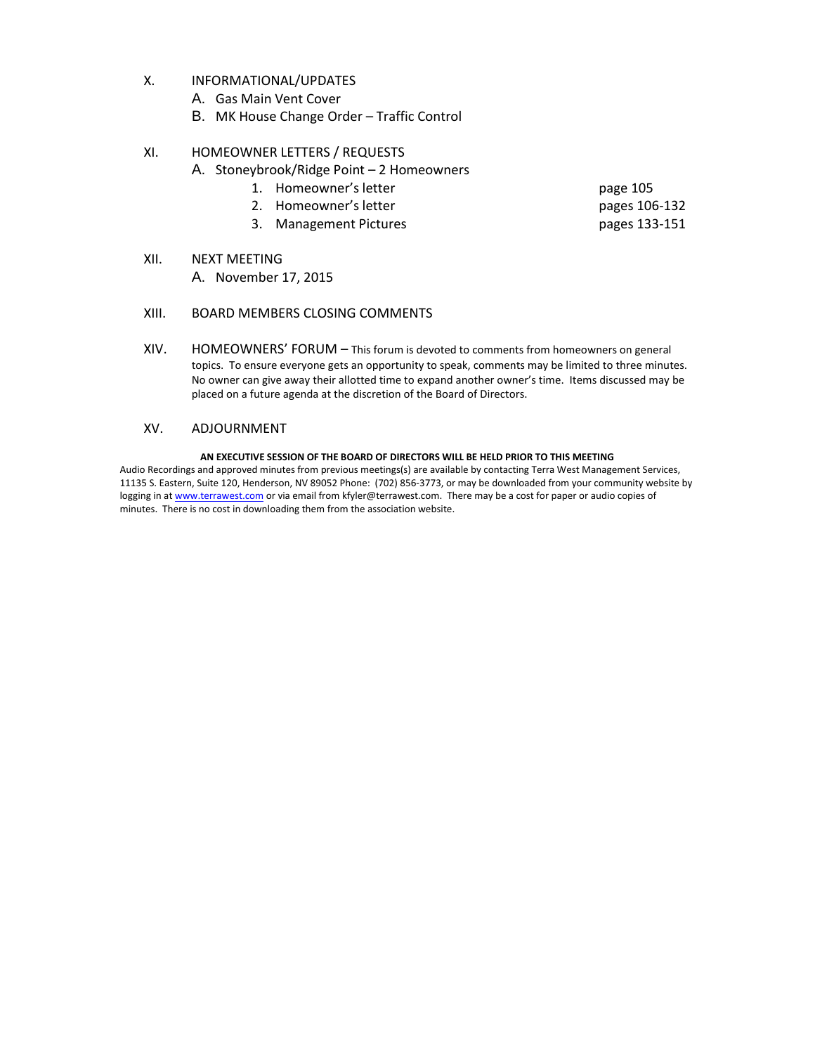X. INFORMATIONAL/UPDATES

A. Gas Main Vent Cover

B. MK House Change Order – Traffic Control

XI. HOMEOWNER LETTERS / REQUESTS

A. Stoneybrook/Ridge Point – 2 Homeowners

1. Homeowner's letter page 105
2. Homeowner's letter pages 106-132
3. Management Pictures pages 133-151

XII. NEXT MEETING

A. November 17, 2015

XIII. BOARD MEMBERS CLOSING COMMENTS

XIV. HOMEOWNERS' FORUM – This forum is devoted to comments from homeowners on general topics. To ensure everyone gets an opportunity to speak, comments may be limited to three minutes. No owner can give away their allotted time to expand another owner's time. Items discussed may be placed on a future agenda at the discretion of the Board of Directors.

XV. ADJOURNMENT

**AN EXECUTIVE SESSION OF THE BOARD OF DIRECTORS WILL BE HELD PRIOR TO THIS MEETING**

Audio Recordings and approved minutes from previous meetings(s) are available by contacting Terra West Management Services, 11135 S. Eastern, Suite 120, Henderson, NV 89052 Phone: (702) 856-3773, or may be downloaded from your community website by logging in at www.terrawest.com or via email from kfyler@terrawest.com. There may be a cost for paper or audio copies of minutes. There is no cost in downloading them from the association website.